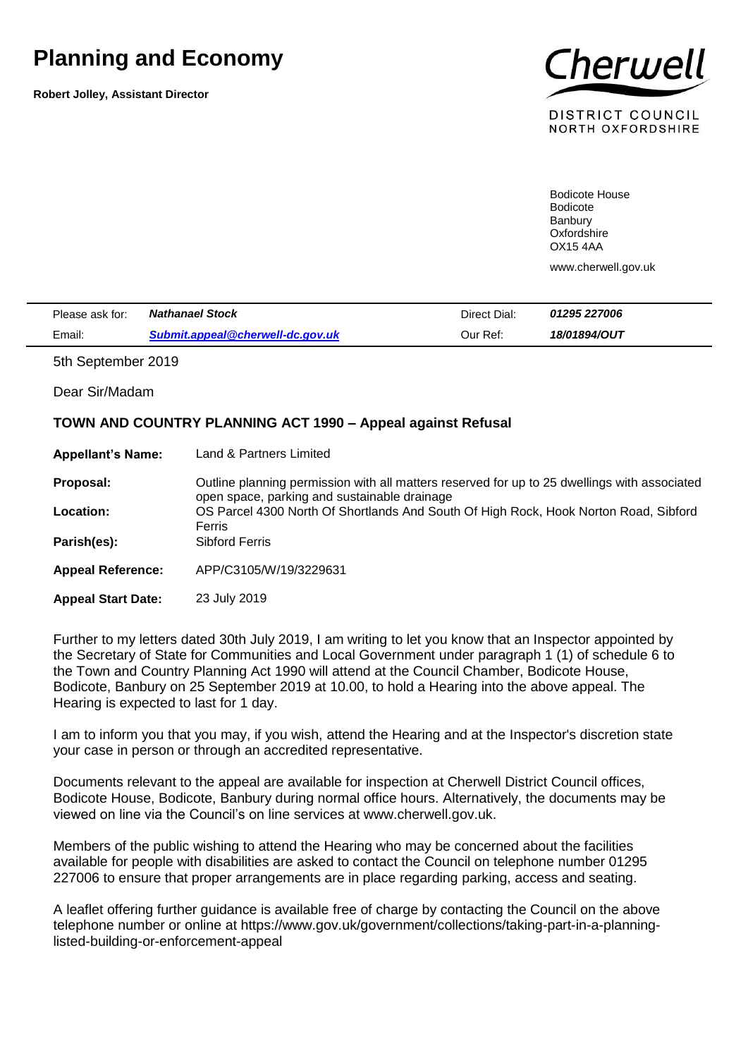# Planning and Economy

**Robert Jolley, Assistant Director**

Cherwell
DISTRICT COUNCIL
NORTH OXFORDSHIRE

Bodicote House
Bodicote
Banbury
Oxfordshire
OX15 4AA

www.cherwell.gov.uk

| | | | |
|---|---|---|---|
| Please ask for: | ***Nathanael Stock*** | Direct Dial: | ***01295 227006*** |
| Email: | ***Submit.appeal@cherwell-dc.gov.uk*** | Our Ref: | ***18/01894/OUT*** |

5th September 2019

Dear Sir/Madam

**TOWN AND COUNTRY PLANNING ACT 1990 – Appeal against Refusal**

| | |
|---|---|
| **Appellant's Name:** | Land & Partners Limited |
| **Proposal:** | Outline planning permission with all matters reserved for up to 25 dwellings with associated open space, parking and sustainable drainage |
| **Location:** | OS Parcel 4300 North Of Shortlands And South Of High Rock, Hook Norton Road, Sibford Ferris |
| **Parish(es):** | Sibford Ferris |
| **Appeal Reference:** | APP/C3105/W/19/3229631 |
| **Appeal Start Date:** | 23 July 2019 |

Further to my letters dated 30th July 2019, I am writing to let you know that an Inspector appointed by the Secretary of State for Communities and Local Government under paragraph 1 (1) of schedule 6 to the Town and Country Planning Act 1990 will attend at the Council Chamber, Bodicote House, Bodicote, Banbury on 25 September 2019 at 10.00, to hold a Hearing into the above appeal. The Hearing is expected to last for 1 day.

I am to inform you that you may, if you wish, attend the Hearing and at the Inspector's discretion state your case in person or through an accredited representative.

Documents relevant to the appeal are available for inspection at Cherwell District Council offices, Bodicote House, Bodicote, Banbury during normal office hours. Alternatively, the documents may be viewed on line via the Council's on line services at www.cherwell.gov.uk.

Members of the public wishing to attend the Hearing who may be concerned about the facilities available for people with disabilities are asked to contact the Council on telephone number 01295 227006 to ensure that proper arrangements are in place regarding parking, access and seating.

A leaflet offering further guidance is available free of charge by contacting the Council on the above telephone number or online at https://www.gov.uk/government/collections/taking-part-in-a-planning-listed-building-or-enforcement-appeal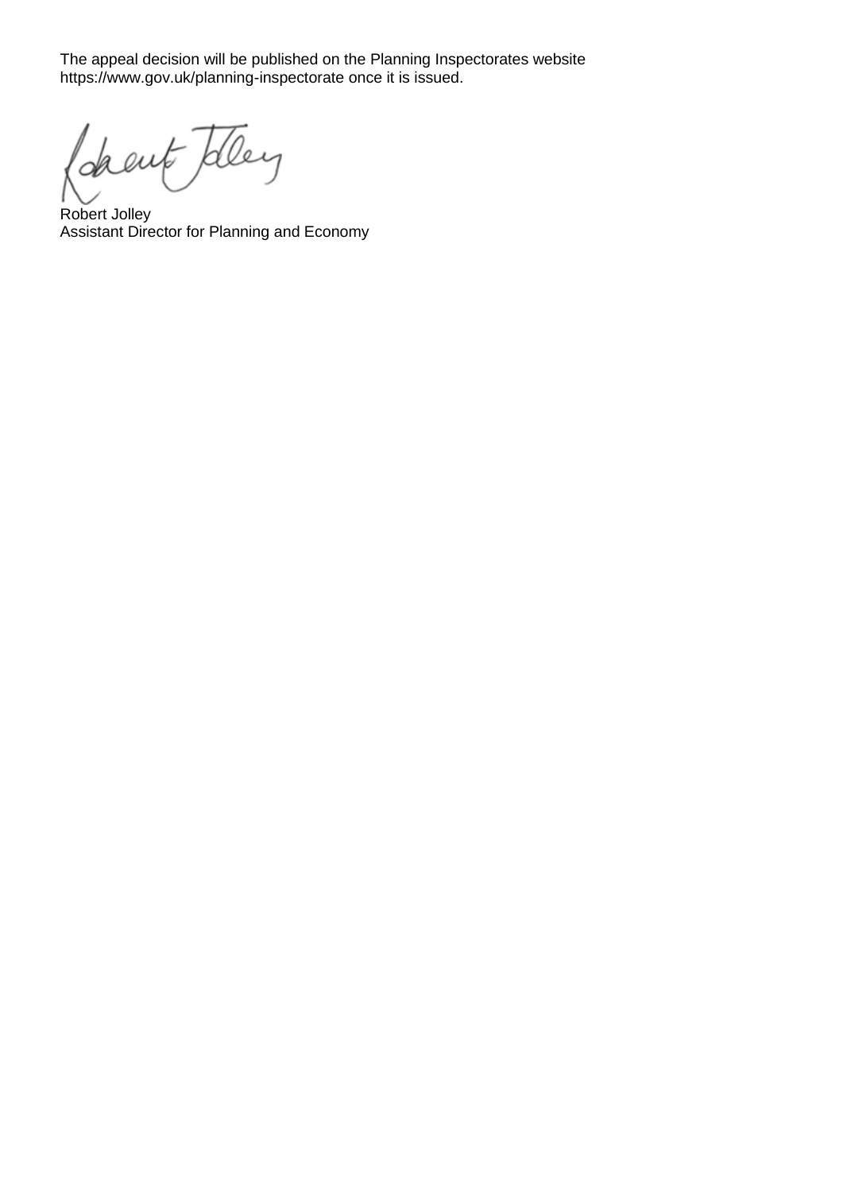The appeal decision will be published on the Planning Inspectorates website https://www.gov.uk/planning-inspectorate once it is issued.

Robert Jolley
Assistant Director for Planning and Economy